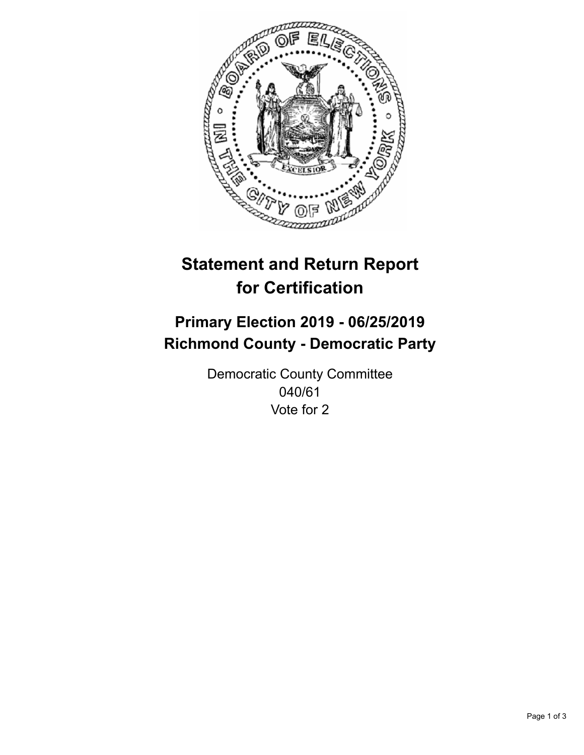# Statement and Return Report for Certification

## Primary Election 2019 - 06/25/2019
## Richmond County - Democratic Party

Democratic County Committee
040/61
Vote for 2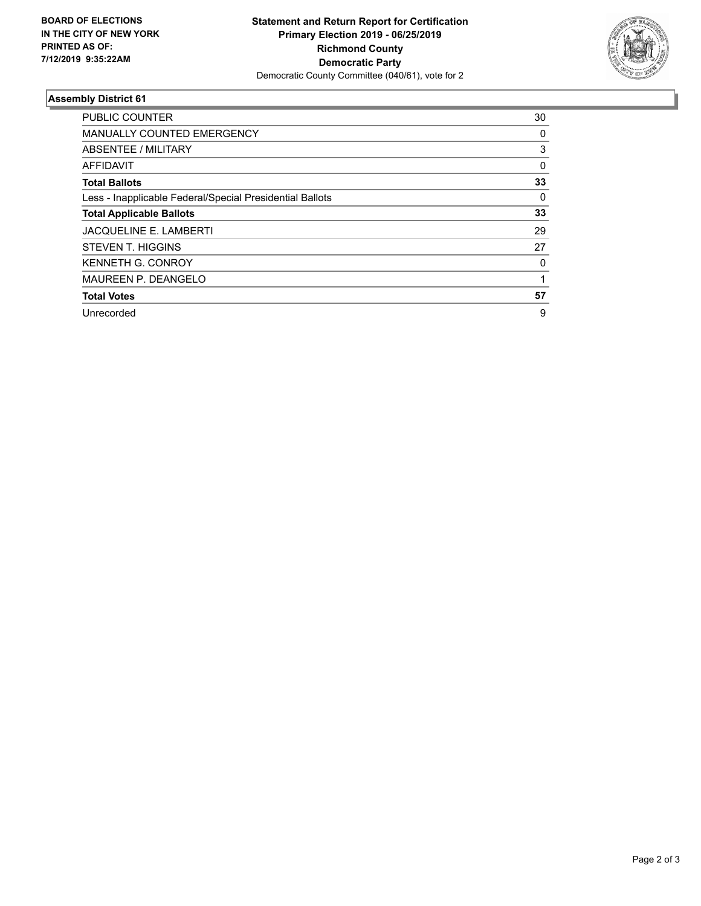**BOARD OF ELECTIONS IN THE CITY OF NEW YORK PRINTED AS OF: 7/12/2019 9:35:22AM**

**Statement and Return Report for Certification**
**Primary Election 2019 - 06/25/2019**
**Richmond County**
**Democratic Party**
Democratic County Committee (040/61), vote for 2

## Assembly District 61

| | |
|---|---|
| PUBLIC COUNTER | 30 |
| MANUALLY COUNTED EMERGENCY | 0 |
| ABSENTEE / MILITARY | 3 |
| AFFIDAVIT | 0 |
| **Total Ballots** | **33** |
| Less - Inapplicable Federal/Special Presidential Ballots | 0 |
| **Total Applicable Ballots** | **33** |
| JACQUELINE E. LAMBERTI | 29 |
| STEVEN T. HIGGINS | 27 |
| KENNETH G. CONROY | 0 |
| MAUREEN P. DEANGELO | 1 |
| **Total Votes** | **57** |
| Unrecorded | 9 |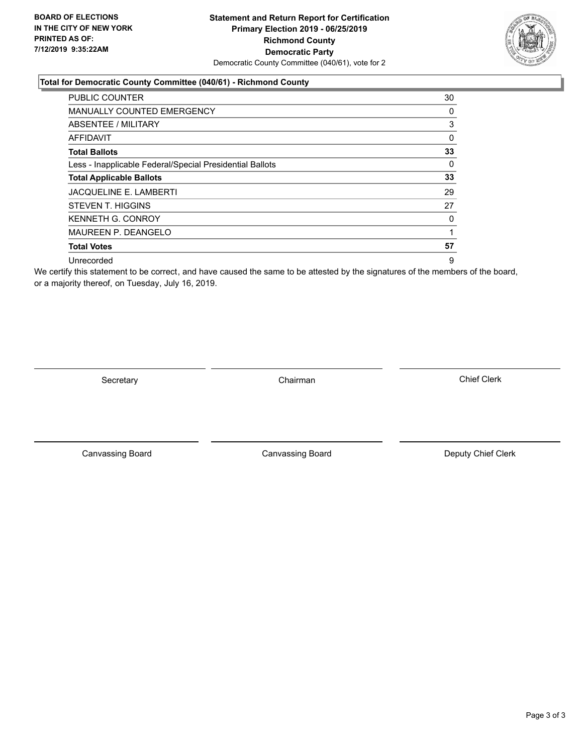**BOARD OF ELECTIONS IN THE CITY OF NEW YORK PRINTED AS OF: 7/12/2019 9:35:22AM**

**Statement and Return Report for Certification Primary Election 2019 - 06/25/2019 Richmond County Democratic Party**

Democratic County Committee (040/61), vote for 2

**Total for Democratic County Committee (040/61) - Richmond County**

| | |
|---|---|
| PUBLIC COUNTER | 30 |
| MANUALLY COUNTED EMERGENCY | 0 |
| ABSENTEE / MILITARY | 3 |
| AFFIDAVIT | 0 |
| **Total Ballots** | **33** |
| Less - Inapplicable Federal/Special Presidential Ballots | 0 |
| **Total Applicable Ballots** | **33** |
| JACQUELINE E. LAMBERTI | 29 |
| STEVEN T. HIGGINS | 27 |
| KENNETH G. CONROY | 0 |
| MAUREEN P. DEANGELO | 1 |
| **Total Votes** | **57** |
| Unrecorded | 9 |

We certify this statement to be correct, and have caused the same to be attested by the signatures of the members of the board, or a majority thereof, on Tuesday, July 16, 2019.

Secretary

Chairman

Chief Clerk

Canvassing Board

Canvassing Board

Deputy Chief Clerk